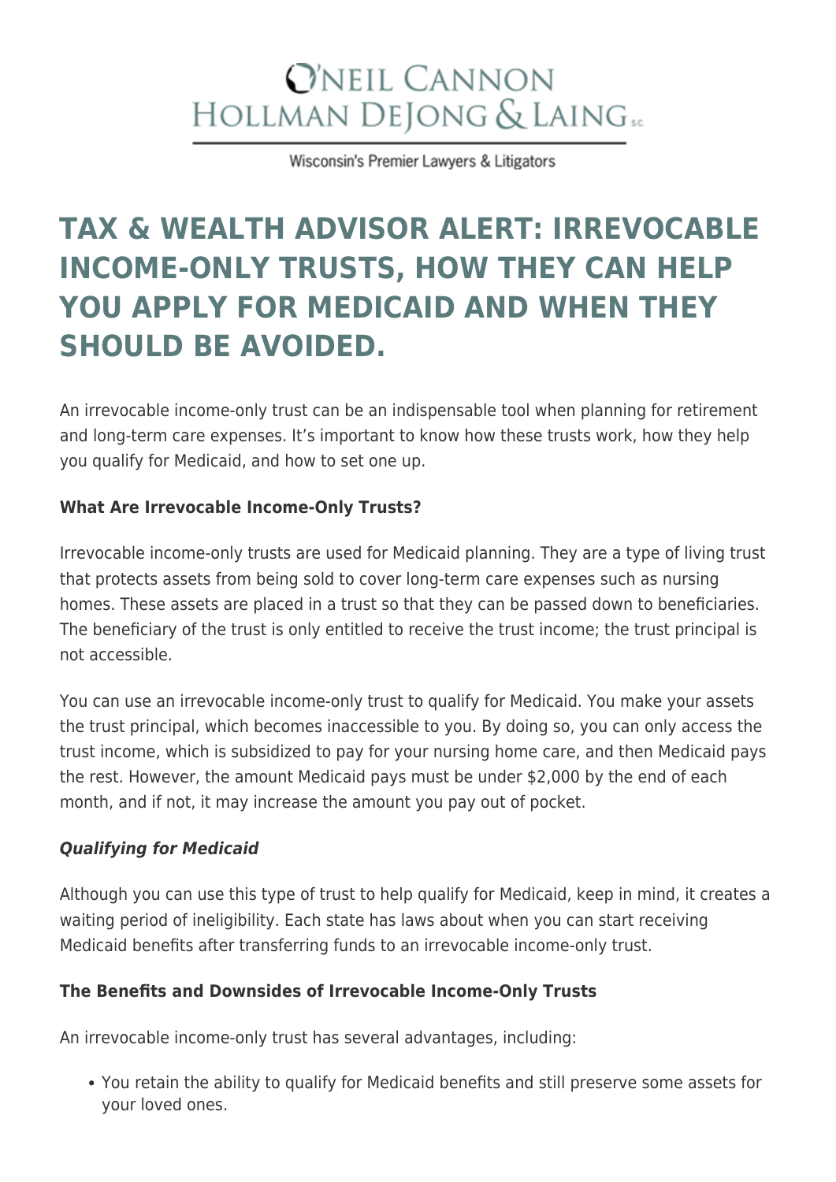# O'NEIL CANNON HOLLMAN DEJONG & LAING S.C.

Wisconsin's Premier Lawyers & Litigators

# TAX & WEALTH ADVISOR ALERT: IRREVOCABLE INCOME-ONLY TRUSTS, HOW THEY CAN HELP YOU APPLY FOR MEDICAID AND WHEN THEY SHOULD BE AVOIDED.

An irrevocable income-only trust can be an indispensable tool when planning for retirement and long-term care expenses. It's important to know how these trusts work, how they help you qualify for Medicaid, and how to set one up.

**What Are Irrevocable Income-Only Trusts?**

Irrevocable income-only trusts are used for Medicaid planning. They are a type of living trust that protects assets from being sold to cover long-term care expenses such as nursing homes. These assets are placed in a trust so that they can be passed down to beneficiaries. The beneficiary of the trust is only entitled to receive the trust income; the trust principal is not accessible.

You can use an irrevocable income-only trust to qualify for Medicaid. You make your assets the trust principal, which becomes inaccessible to you. By doing so, you can only access the trust income, which is subsidized to pay for your nursing home care, and then Medicaid pays the rest. However, the amount Medicaid pays must be under $2,000 by the end of each month, and if not, it may increase the amount you pay out of pocket.

***Qualifying for Medicaid***

Although you can use this type of trust to help qualify for Medicaid, keep in mind, it creates a waiting period of ineligibility. Each state has laws about when you can start receiving Medicaid benefits after transferring funds to an irrevocable income-only trust.

**The Benefits and Downsides of Irrevocable Income-Only Trusts**

An irrevocable income-only trust has several advantages, including:

- You retain the ability to qualify for Medicaid benefits and still preserve some assets for your loved ones.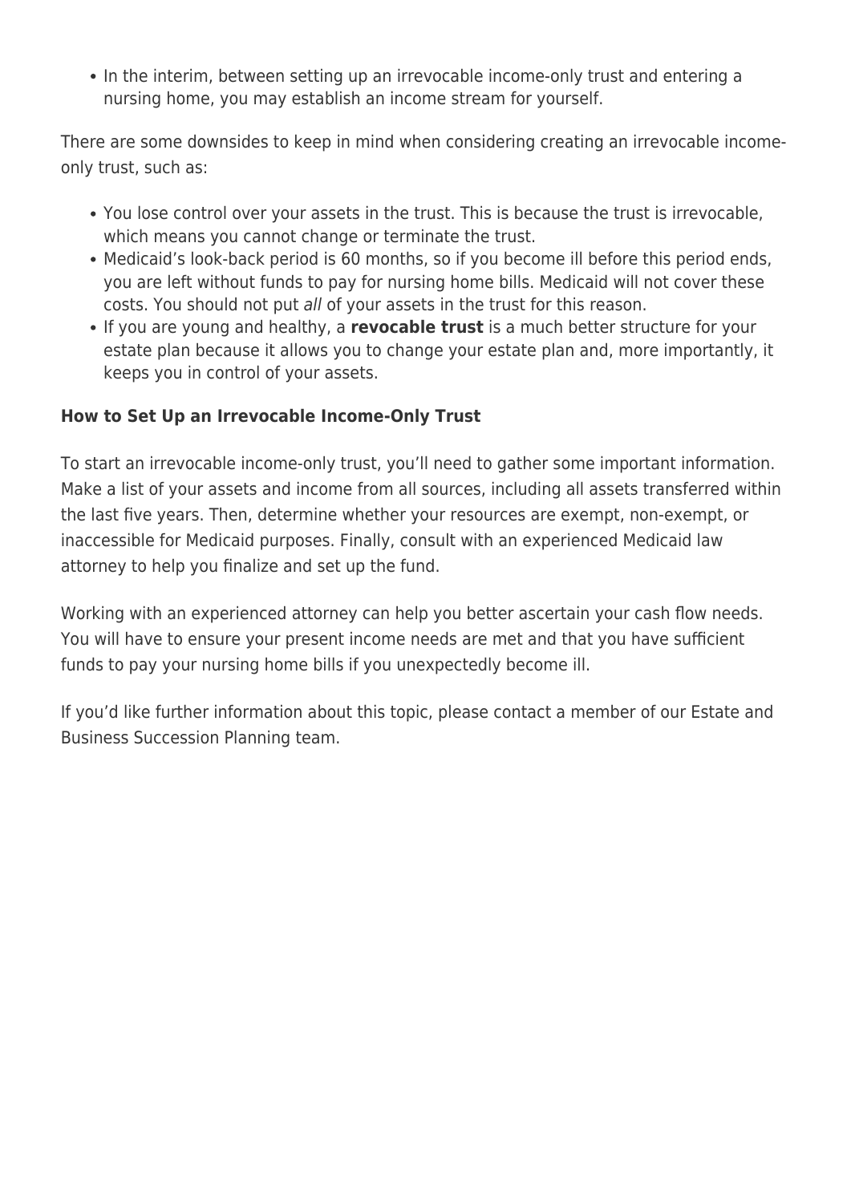- In the interim, between setting up an irrevocable income-only trust and entering a nursing home, you may establish an income stream for yourself.

There are some downsides to keep in mind when considering creating an irrevocable income-only trust, such as:

- You lose control over your assets in the trust. This is because the trust is irrevocable, which means you cannot change or terminate the trust.
- Medicaid's look-back period is 60 months, so if you become ill before this period ends, you are left without funds to pay for nursing home bills. Medicaid will not cover these costs. You should not put *all* of your assets in the trust for this reason.
- If you are young and healthy, a **revocable trust** is a much better structure for your estate plan because it allows you to change your estate plan and, more importantly, it keeps you in control of your assets.

### How to Set Up an Irrevocable Income-Only Trust

To start an irrevocable income-only trust, you'll need to gather some important information. Make a list of your assets and income from all sources, including all assets transferred within the last five years. Then, determine whether your resources are exempt, non-exempt, or inaccessible for Medicaid purposes. Finally, consult with an experienced Medicaid law attorney to help you finalize and set up the fund.

Working with an experienced attorney can help you better ascertain your cash flow needs. You will have to ensure your present income needs are met and that you have sufficient funds to pay your nursing home bills if you unexpectedly become ill.

If you'd like further information about this topic, please contact a member of our Estate and Business Succession Planning team.